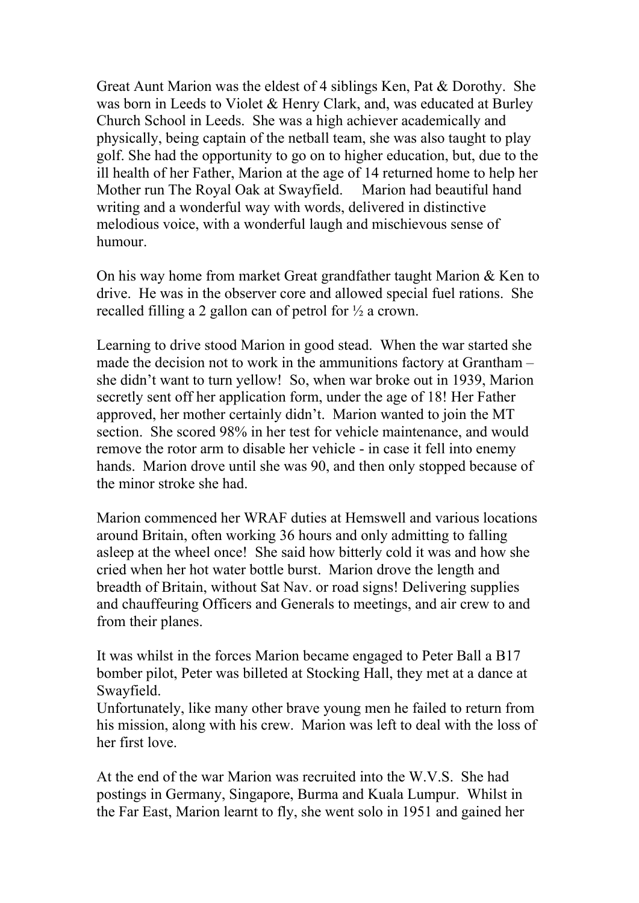Great Aunt Marion was the eldest of 4 siblings Ken, Pat & Dorothy. She was born in Leeds to Violet & Henry Clark, and, was educated at Burley Church School in Leeds. She was a high achiever academically and physically, being captain of the netball team, she was also taught to play golf. She had the opportunity to go on to higher education, but, due to the ill health of her Father, Marion at the age of 14 returned home to help her Mother run The Royal Oak at Swayfield. Marion had beautiful hand writing and a wonderful way with words, delivered in distinctive melodious voice, with a wonderful laugh and mischievous sense of humour.

On his way home from market Great grandfather taught Marion & Ken to drive. He was in the observer core and allowed special fuel rations. She recalled filling a 2 gallon can of petrol for ½ a crown.

Learning to drive stood Marion in good stead. When the war started she made the decision not to work in the ammunitions factory at Grantham – she didn't want to turn yellow! So, when war broke out in 1939, Marion secretly sent off her application form, under the age of 18! Her Father approved, her mother certainly didn't. Marion wanted to join the MT section. She scored 98% in her test for vehicle maintenance, and would remove the rotor arm to disable her vehicle - in case it fell into enemy hands. Marion drove until she was 90, and then only stopped because of the minor stroke she had.

Marion commenced her WRAF duties at Hemswell and various locations around Britain, often working 36 hours and only admitting to falling asleep at the wheel once! She said how bitterly cold it was and how she cried when her hot water bottle burst. Marion drove the length and breadth of Britain, without Sat Nav. or road signs! Delivering supplies and chauffeuring Officers and Generals to meetings, and air crew to and from their planes.

It was whilst in the forces Marion became engaged to Peter Ball a B17 bomber pilot, Peter was billeted at Stocking Hall, they met at a dance at Swayfield.
Unfortunately, like many other brave young men he failed to return from his mission, along with his crew. Marion was left to deal with the loss of her first love.

At the end of the war Marion was recruited into the W.V.S. She had postings in Germany, Singapore, Burma and Kuala Lumpur. Whilst in the Far East, Marion learnt to fly, she went solo in 1951 and gained her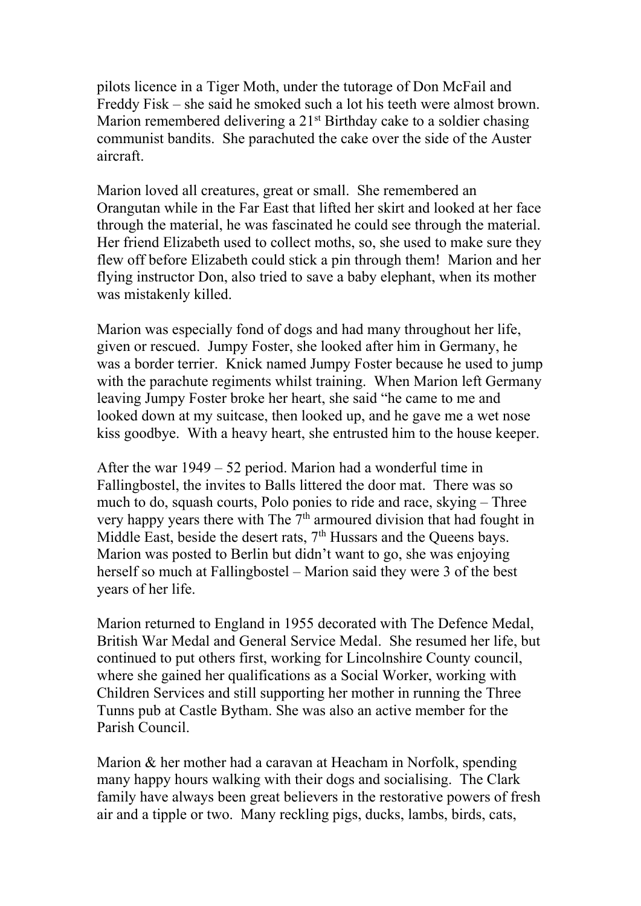pilots licence in a Tiger Moth, under the tutorage of Don McFail and Freddy Fisk – she said he smoked such a lot his teeth were almost brown. Marion remembered delivering a 21st Birthday cake to a soldier chasing communist bandits. She parachuted the cake over the side of the Auster aircraft.

Marion loved all creatures, great or small. She remembered an Orangutan while in the Far East that lifted her skirt and looked at her face through the material, he was fascinated he could see through the material. Her friend Elizabeth used to collect moths, so, she used to make sure they flew off before Elizabeth could stick a pin through them! Marion and her flying instructor Don, also tried to save a baby elephant, when its mother was mistakenly killed.

Marion was especially fond of dogs and had many throughout her life, given or rescued. Jumpy Foster, she looked after him in Germany, he was a border terrier. Knick named Jumpy Foster because he used to jump with the parachute regiments whilst training. When Marion left Germany leaving Jumpy Foster broke her heart, she said "he came to me and looked down at my suitcase, then looked up, and he gave me a wet nose kiss goodbye. With a heavy heart, she entrusted him to the house keeper.

After the war 1949 – 52 period. Marion had a wonderful time in Fallingbostel, the invites to Balls littered the door mat. There was so much to do, squash courts, Polo ponies to ride and race, skying – Three very happy years there with The 7th armoured division that had fought in Middle East, beside the desert rats, 7th Hussars and the Queens bays. Marion was posted to Berlin but didn't want to go, she was enjoying herself so much at Fallingbostel – Marion said they were 3 of the best years of her life.

Marion returned to England in 1955 decorated with The Defence Medal, British War Medal and General Service Medal. She resumed her life, but continued to put others first, working for Lincolnshire County council, where she gained her qualifications as a Social Worker, working with Children Services and still supporting her mother in running the Three Tunns pub at Castle Bytham. She was also an active member for the Parish Council.

Marion & her mother had a caravan at Heacham in Norfolk, spending many happy hours walking with their dogs and socialising. The Clark family have always been great believers in the restorative powers of fresh air and a tipple or two. Many reckling pigs, ducks, lambs, birds, cats,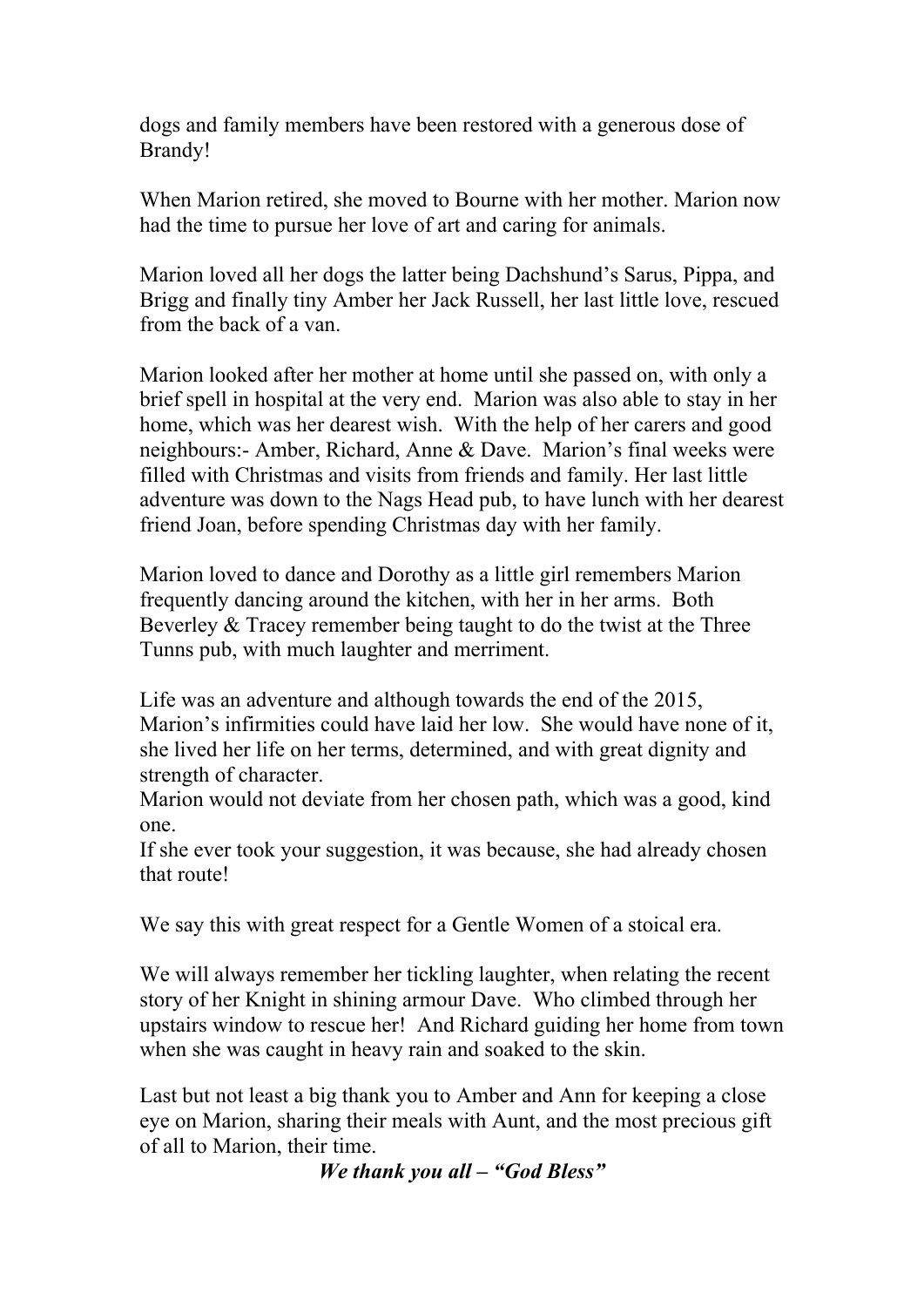dogs and family members have been restored with a generous dose of Brandy!

When Marion retired, she moved to Bourne with her mother. Marion now had the time to pursue her love of art and caring for animals.

Marion loved all her dogs the latter being Dachshund's Sarus, Pippa, and Brigg and finally tiny Amber her Jack Russell, her last little love, rescued from the back of a van.

Marion looked after her mother at home until she passed on, with only a brief spell in hospital at the very end. Marion was also able to stay in her home, which was her dearest wish. With the help of her carers and good neighbours:- Amber, Richard, Anne & Dave. Marion's final weeks were filled with Christmas and visits from friends and family. Her last little adventure was down to the Nags Head pub, to have lunch with her dearest friend Joan, before spending Christmas day with her family.

Marion loved to dance and Dorothy as a little girl remembers Marion frequently dancing around the kitchen, with her in her arms. Both Beverley & Tracey remember being taught to do the twist at the Three Tunns pub, with much laughter and merriment.

Life was an adventure and although towards the end of the 2015, Marion's infirmities could have laid her low. She would have none of it, she lived her life on her terms, determined, and with great dignity and strength of character.
Marion would not deviate from her chosen path, which was a good, kind one.
If she ever took your suggestion, it was because, she had already chosen that route!

We say this with great respect for a Gentle Women of a stoical era.

We will always remember her tickling laughter, when relating the recent story of her Knight in shining armour Dave. Who climbed through her upstairs window to rescue her! And Richard guiding her home from town when she was caught in heavy rain and soaked to the skin.

Last but not least a big thank you to Amber and Ann for keeping a close eye on Marion, sharing their meals with Aunt, and the most precious gift of all to Marion, their time.

***We thank you all – "God Bless"***